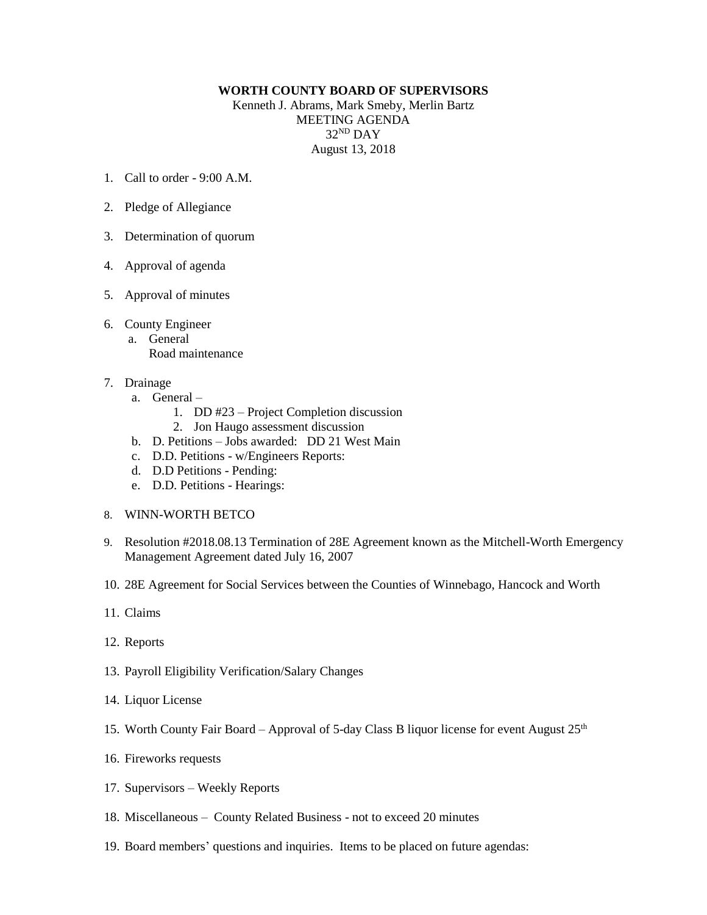**WORTH COUNTY BOARD OF SUPERVISORS**

Kenneth J. Abrams, Mark Smeby, Merlin Bartz
MEETING AGENDA
$32^{ND}$ DAY
August 13, 2018

1. Call to order - 9:00 A.M.
2. Pledge of Allegiance
3. Determination of quorum
4. Approval of agenda
5. Approval of minutes
6. County Engineer
   a. General
      Road maintenance
7. Drainage
   a. General –
      1. DD #23 – Project Completion discussion
      2. Jon Haugo assessment discussion
   b. D. Petitions – Jobs awarded: DD 21 West Main
   c. D.D. Petitions - w/Engineers Reports:
   d. D.D Petitions - Pending:
   e. D.D. Petitions - Hearings:
8. WINN-WORTH BETCO
9. Resolution #2018.08.13 Termination of 28E Agreement known as the Mitchell-Worth Emergency Management Agreement dated July 16, 2007
10. 28E Agreement for Social Services between the Counties of Winnebago, Hancock and Worth
11. Claims
12. Reports
13. Payroll Eligibility Verification/Salary Changes
14. Liquor License
15. Worth County Fair Board – Approval of 5-day Class B liquor license for event August $25^{th}$
16. Fireworks requests
17. Supervisors – Weekly Reports
18. Miscellaneous – County Related Business - not to exceed 20 minutes
19. Board members' questions and inquiries. Items to be placed on future agendas: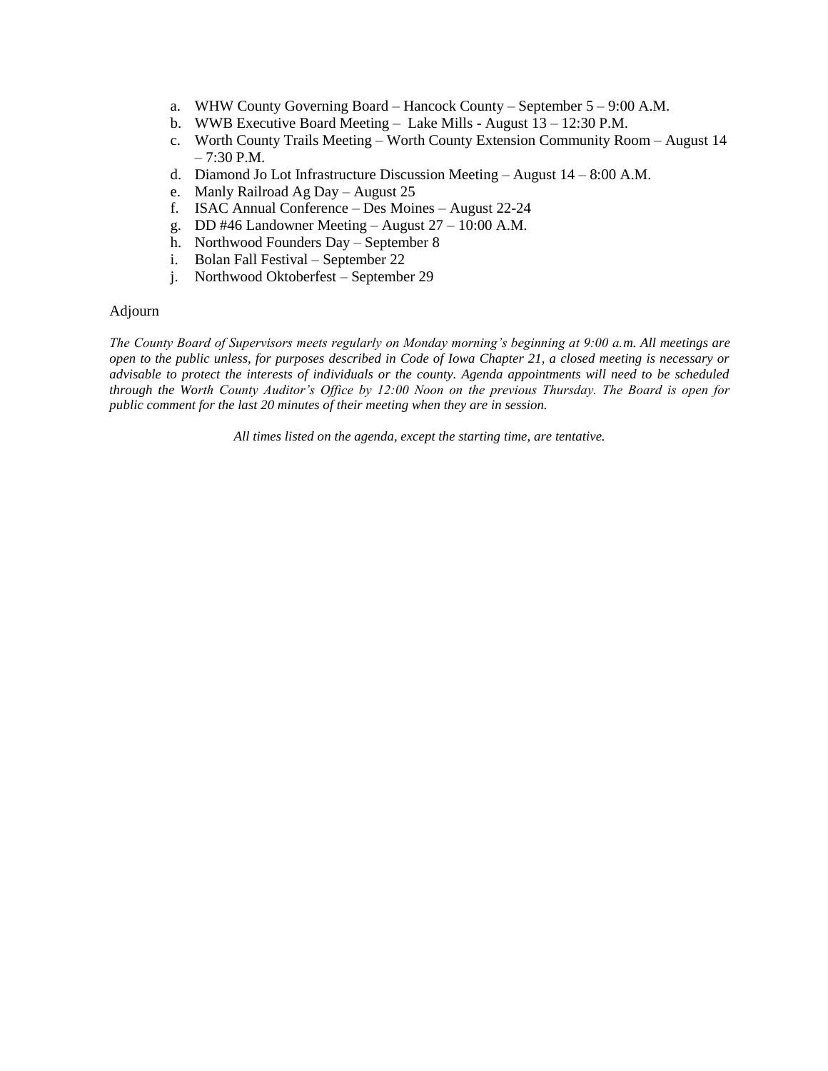a. WHW County Governing Board – Hancock County – September 5 – 9:00 A.M.
b. WWB Executive Board Meeting – Lake Mills - August 13 – 12:30 P.M.
c. Worth County Trails Meeting – Worth County Extension Community Room – August 14 – 7:30 P.M.
d. Diamond Jo Lot Infrastructure Discussion Meeting – August 14 – 8:00 A.M.
e. Manly Railroad Ag Day – August 25
f. ISAC Annual Conference – Des Moines – August 22-24
g. DD #46 Landowner Meeting – August 27 – 10:00 A.M.
h. Northwood Founders Day – September 8
i. Bolan Fall Festival – September 22
j. Northwood Oktoberfest – September 29

Adjourn

*The County Board of Supervisors meets regularly on Monday morning's beginning at 9:00 a.m. All meetings are open to the public unless, for purposes described in Code of Iowa Chapter 21, a closed meeting is necessary or advisable to protect the interests of individuals or the county. Agenda appointments will need to be scheduled through the Worth County Auditor's Office by 12:00 Noon on the previous Thursday. The Board is open for public comment for the last 20 minutes of their meeting when they are in session.*

*All times listed on the agenda, except the starting time, are tentative.*